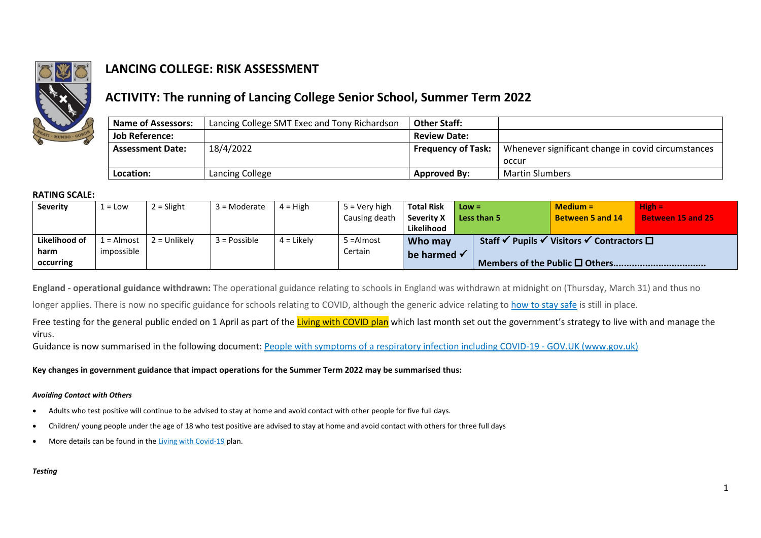# LANCING COLLEGE: RISK ASSESSMENT

## ACTIVITY: The running of Lancing College Senior School, Summer Term 2022

| **Name of Assessors:** | Lancing College SMT Exec and Tony Richardson | **Other Staff:** | |
|---|---|---|---|
| **Job Reference:** | | **Review Date:** | |
| **Assessment Date:** | 18/4/2022 | **Frequency of Task:** | Whenever significant change in covid circumstances occur |
| **Location:** | Lancing College | **Approved By:** | Martin Slumbers |

**RATING SCALE:**

| **Severity** | 1 = Low | 2 = Slight | 3 = Moderate | 4 = High | 5 = Very high Causing death | **Total Risk Severity X Likelihood** | **Low = Less than 5** | **Medium = Between 5 and 14** | **High = Between 15 and 25** |
|---|---|---|---|---|---|---|---|---|---|
| **Likelihood of harm occurring** | 1 = Almost impossible | 2 = Unlikely | 3 = Possible | 4 = Likely | 5 =Almost Certain | **Who may be harmed ✓** | **Staff ✓ Pupils ✓ Visitors ✓ Contractors ☐ Members of the Public ☐ Others..................................** | | |

**England - operational guidance withdrawn:** The operational guidance relating to schools in England was withdrawn at midnight on (Thursday, March 31) and thus no longer applies. There is now no specific guidance for schools relating to COVID, although the generic advice relating to how to stay safe is still in place.

Free testing for the general public ended on 1 April as part of the Living with COVID plan which last month set out the government's strategy to live with and manage the virus.

Guidance is now summarised in the following document: People with symptoms of a respiratory infection including COVID-19 - GOV.UK (www.gov.uk)

**Key changes in government guidance that impact operations for the Summer Term 2022 may be summarised thus:**

***Avoiding Contact with Others***

- Adults who test positive will continue to be advised to stay at home and avoid contact with other people for five full days.
- Children/ young people under the age of 18 who test positive are advised to stay at home and avoid contact with others for three full days
- More details can be found in the Living with Covid-19 plan.

***Testing***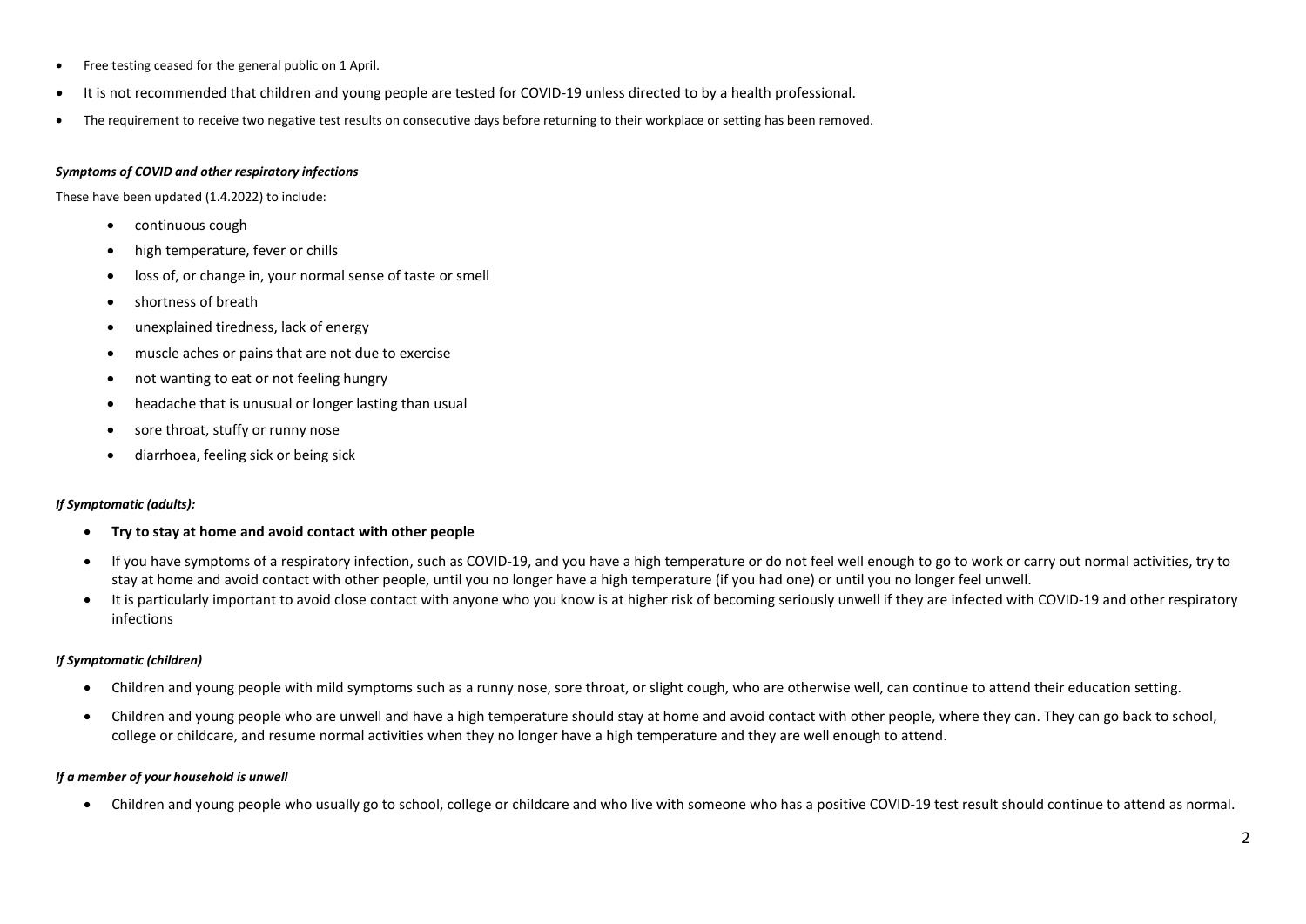- Free testing ceased for the general public on 1 April.
- It is not recommended that children and young people are tested for COVID-19 unless directed to by a health professional.
- The requirement to receive two negative test results on consecutive days before returning to their workplace or setting has been removed.

***Symptoms of COVID and other respiratory infections***

These have been updated (1.4.2022) to include:

- continuous cough
- high temperature, fever or chills
- loss of, or change in, your normal sense of taste or smell
- shortness of breath
- unexplained tiredness, lack of energy
- muscle aches or pains that are not due to exercise
- not wanting to eat or not feeling hungry
- headache that is unusual or longer lasting than usual
- sore throat, stuffy or runny nose
- diarrhoea, feeling sick or being sick

***If Symptomatic (adults):***

- **Try to stay at home and avoid contact with other people**
- If you have symptoms of a respiratory infection, such as COVID-19, and you have a high temperature or do not feel well enough to go to work or carry out normal activities, try to stay at home and avoid contact with other people, until you no longer have a high temperature (if you had one) or until you no longer feel unwell.
- It is particularly important to avoid close contact with anyone who you know is at higher risk of becoming seriously unwell if they are infected with COVID-19 and other respiratory infections

***If Symptomatic (children)***

- Children and young people with mild symptoms such as a runny nose, sore throat, or slight cough, who are otherwise well, can continue to attend their education setting.
- Children and young people who are unwell and have a high temperature should stay at home and avoid contact with other people, where they can. They can go back to school, college or childcare, and resume normal activities when they no longer have a high temperature and they are well enough to attend.

***If a member of your household is unwell***

- Children and young people who usually go to school, college or childcare and who live with someone who has a positive COVID-19 test result should continue to attend as normal.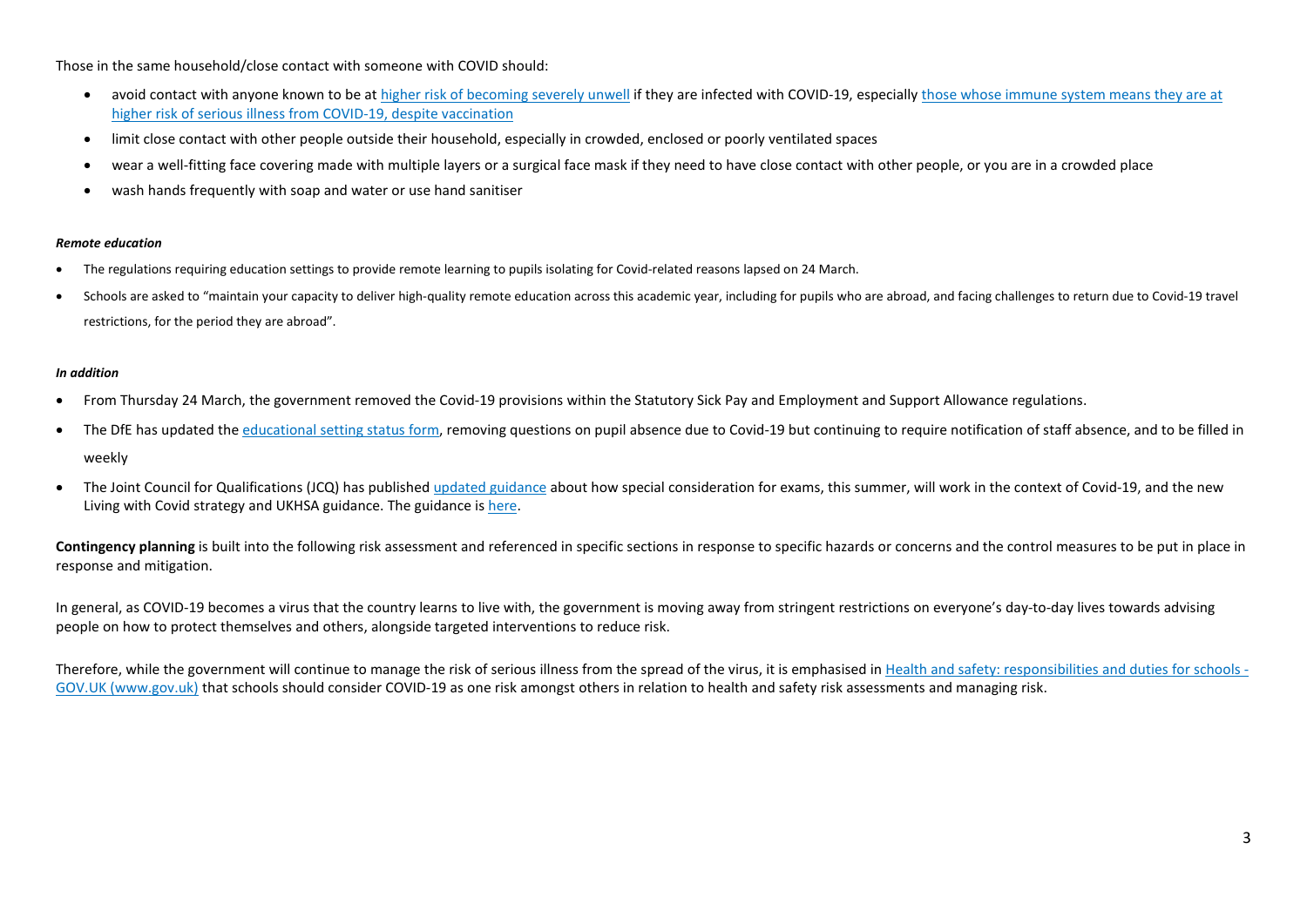Those in the same household/close contact with someone with COVID should:

- avoid contact with anyone known to be at higher risk of becoming severely unwell if they are infected with COVID-19, especially those whose immune system means they are at higher risk of serious illness from COVID-19, despite vaccination
- limit close contact with other people outside their household, especially in crowded, enclosed or poorly ventilated spaces
- wear a well-fitting face covering made with multiple layers or a surgical face mask if they need to have close contact with other people, or you are in a crowded place
- wash hands frequently with soap and water or use hand sanitiser

***Remote education***

- The regulations requiring education settings to provide remote learning to pupils isolating for Covid-related reasons lapsed on 24 March.
- Schools are asked to "maintain your capacity to deliver high-quality remote education across this academic year, including for pupils who are abroad, and facing challenges to return due to Covid-19 travel restrictions, for the period they are abroad".

***In addition***

- From Thursday 24 March, the government removed the Covid-19 provisions within the Statutory Sick Pay and Employment and Support Allowance regulations.
- The DfE has updated the educational setting status form, removing questions on pupil absence due to Covid-19 but continuing to require notification of staff absence, and to be filled in weekly
- The Joint Council for Qualifications (JCQ) has published updated guidance about how special consideration for exams, this summer, will work in the context of Covid-19, and the new Living with Covid strategy and UKHSA guidance. The guidance is here.

**Contingency planning** is built into the following risk assessment and referenced in specific sections in response to specific hazards or concerns and the control measures to be put in place in response and mitigation.

In general, as COVID-19 becomes a virus that the country learns to live with, the government is moving away from stringent restrictions on everyone's day-to-day lives towards advising people on how to protect themselves and others, alongside targeted interventions to reduce risk.

Therefore, while the government will continue to manage the risk of serious illness from the spread of the virus, it is emphasised in Health and safety: responsibilities and duties for schools - GOV.UK (www.gov.uk) that schools should consider COVID-19 as one risk amongst others in relation to health and safety risk assessments and managing risk.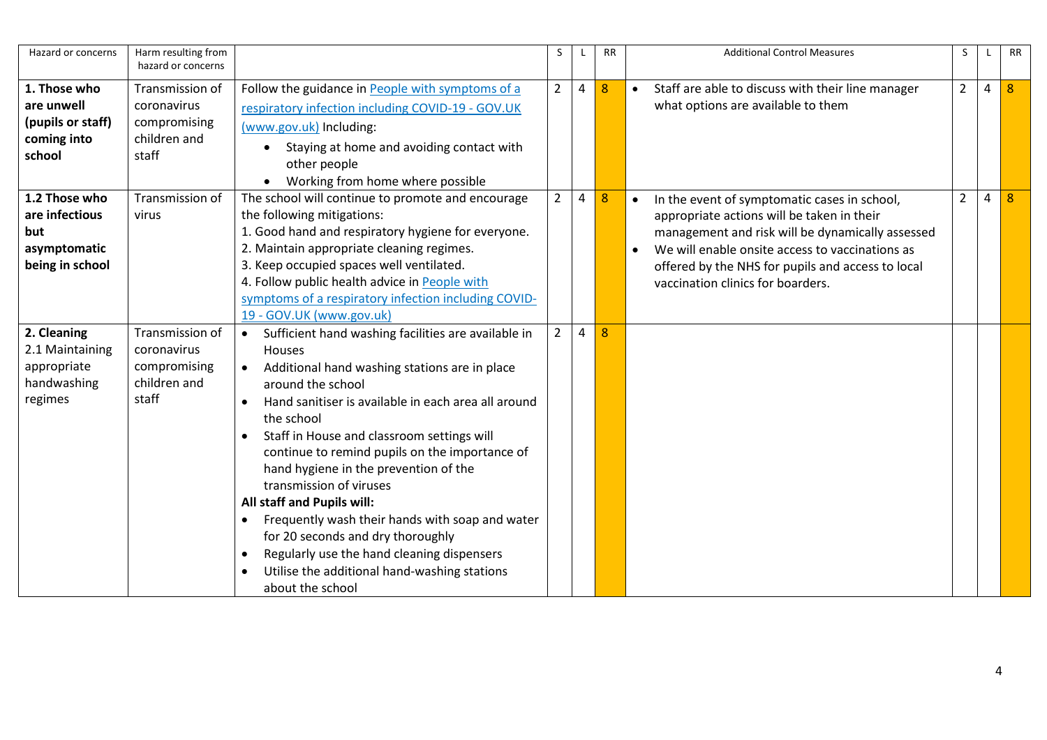| Hazard or concerns | Harm resulting from hazard or concerns | | S | L | RR | Additional Control Measures | S | L | RR |
|---|---|---|---|---|---|---|---|---|---|
| **1. Those who are unwell (pupils or staff) coming into school** | Transmission of coronavirus compromising children and staff | Follow the guidance in [People with symptoms of a respiratory infection including COVID-19 - GOV.UK (www.gov.uk)](www.gov.uk) Including:<br>• Staying at home and avoiding contact with other people<br>• Working from home where possible | 2 | 4 | 8 | • Staff are able to discuss with their line manager what options are available to them | 2 | 4 | 8 |
| **1.2 Those who are infectious but asymptomatic being in school** | Transmission of virus | The school will continue to promote and encourage the following mitigations:<br>1. Good hand and respiratory hygiene for everyone.<br>2. Maintain appropriate cleaning regimes.<br>3. Keep occupied spaces well ventilated.<br>4. Follow public health advice in [People with symptoms of a respiratory infection including COVID-19 - GOV.UK (www.gov.uk)](www.gov.uk) | 2 | 4 | 8 | • In the event of symptomatic cases in school, appropriate actions will be taken in their management and risk will be dynamically assessed<br>• We will enable onsite access to vaccinations as offered by the NHS for pupils and access to local vaccination clinics for boarders. | 2 | 4 | 8 |
| **2. Cleaning**<br>2.1 Maintaining appropriate handwashing regimes | Transmission of coronavirus compromising children and staff | • Sufficient hand washing facilities are available in Houses<br>• Additional hand washing stations are in place around the school<br>• Hand sanitiser is available in each area all around the school<br>• Staff in House and classroom settings will continue to remind pupils on the importance of hand hygiene in the prevention of the transmission of viruses<br>**All staff and Pupils will:**<br>• Frequently wash their hands with soap and water for 20 seconds and dry thoroughly<br>• Regularly use the hand cleaning dispensers<br>• Utilise the additional hand-washing stations about the school | 2 | 4 | 8 | | | | |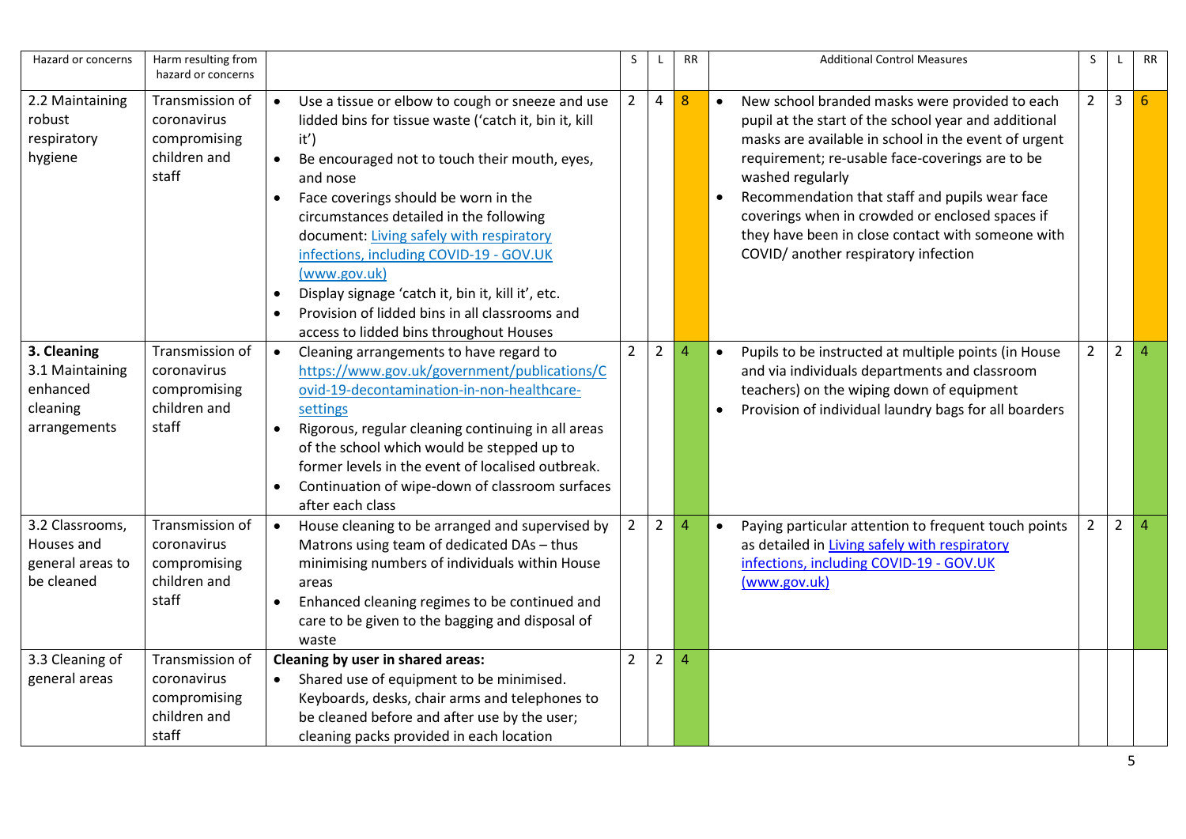| Hazard or concerns | Harm resulting from hazard or concerns | | S | L | RR | Additional Control Measures | S | L | RR |
|---|---|---|---|---|---|---|---|---|---|
| 2.2 Maintaining robust respiratory hygiene | Transmission of coronavirus compromising children and staff | • Use a tissue or elbow to cough or sneeze and use lidded bins for tissue waste ('catch it, bin it, kill it')<br>• Be encouraged not to touch their mouth, eyes, and nose<br>• Face coverings should be worn in the circumstances detailed in the following document: [Living safely with respiratory infections, including COVID-19 - GOV.UK (www.gov.uk)]()<br>• Display signage 'catch it, bin it, kill it', etc.<br>• Provision of lidded bins in all classrooms and access to lidded bins throughout Houses | 2 | 4 | 8 | • New school branded masks were provided to each pupil at the start of the school year and additional masks are available in school in the event of urgent requirement; re-usable face-coverings are to be washed regularly<br>• Recommendation that staff and pupils wear face coverings when in crowded or enclosed spaces if they have been in close contact with someone with COVID/ another respiratory infection | 2 | 3 | 6 |
| **3. Cleaning**<br>3.1 Maintaining enhanced cleaning arrangements | Transmission of coronavirus compromising children and staff | • Cleaning arrangements to have regard to [https://www.gov.uk/government/publications/Covid-19-decontamination-in-non-healthcare-settings](https://www.gov.uk/government/publications/Covid-19-decontamination-in-non-healthcare-settings)<br>• Rigorous, regular cleaning continuing in all areas of the school which would be stepped up to former levels in the event of localised outbreak.<br>• Continuation of wipe-down of classroom surfaces after each class | 2 | 2 | 4 | • Pupils to be instructed at multiple points (in House and via individuals departments and classroom teachers) on the wiping down of equipment<br>• Provision of individual laundry bags for all boarders | 2 | 2 | 4 |
| 3.2 Classrooms, Houses and general areas to be cleaned | Transmission of coronavirus compromising children and staff | • House cleaning to be arranged and supervised by Matrons using team of dedicated DAs – thus minimising numbers of individuals within House areas<br>• Enhanced cleaning regimes to be continued and care to be given to the bagging and disposal of waste | 2 | 2 | 4 | • Paying particular attention to frequent touch points as detailed in [Living safely with respiratory infections, including COVID-19 - GOV.UK (www.gov.uk)]() | 2 | 2 | 4 |
| 3.3 Cleaning of general areas | Transmission of coronavirus compromising children and staff | **Cleaning by user in shared areas:**<br>• Shared use of equipment to be minimised. Keyboards, desks, chair arms and telephones to be cleaned before and after use by the user; cleaning packs provided in each location | 2 | 2 | 4 | | | | |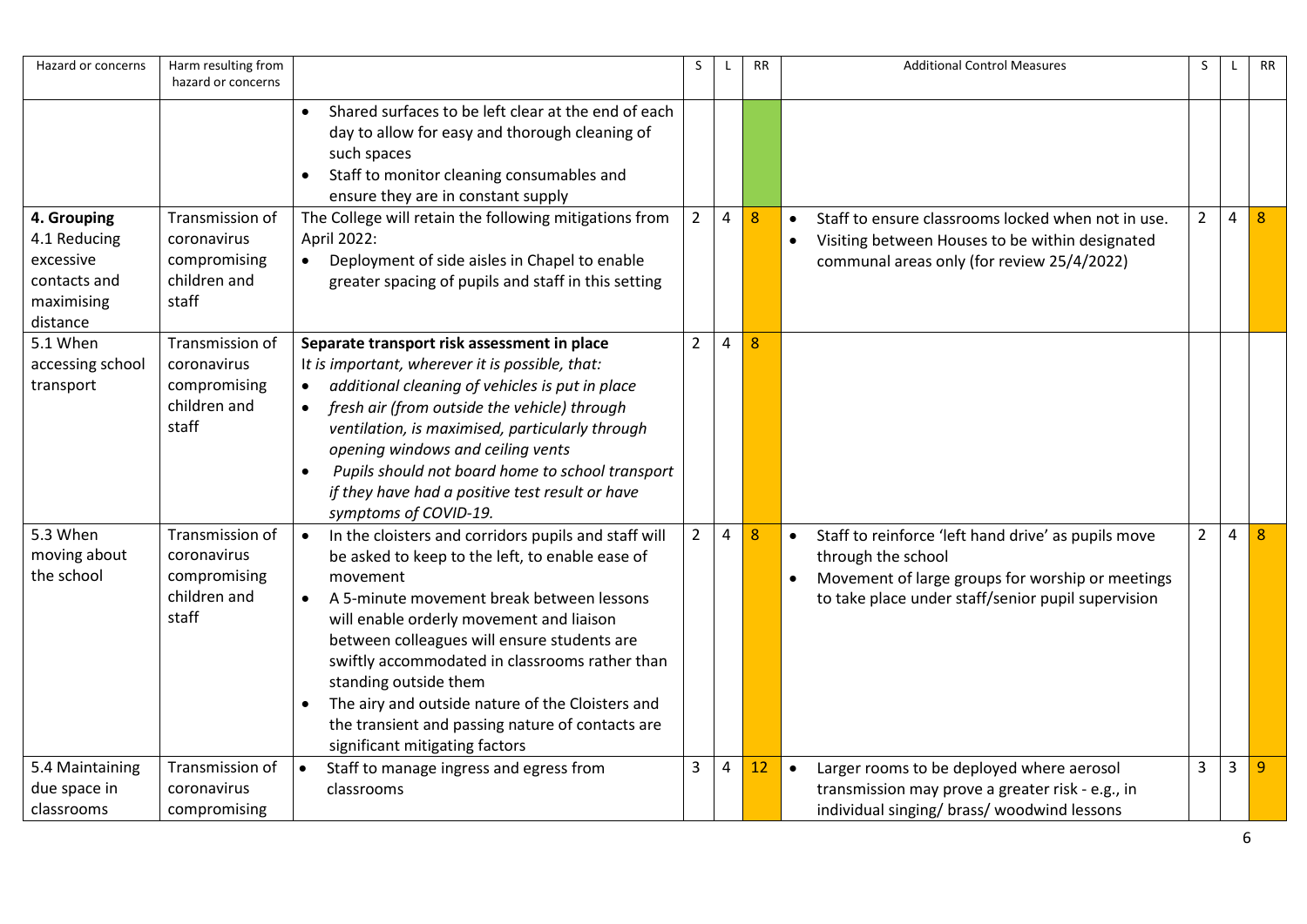| Hazard or concerns | Harm resulting from hazard or concerns | | S | L | RR | Additional Control Measures | S | L | RR |
|---|---|---|---|---|---|---|---|---|---|
| | | • Shared surfaces to be left clear at the end of each day to allow for easy and thorough cleaning of such spaces<br>• Staff to monitor cleaning consumables and ensure they are in constant supply | | | | | | | |
| **4. Grouping**<br>4.1 Reducing excessive contacts and maximising distance | Transmission of coronavirus compromising children and staff | The College will retain the following mitigations from April 2022:<br>• Deployment of side aisles in Chapel to enable greater spacing of pupils and staff in this setting | 2 | 4 | 8 | • Staff to ensure classrooms locked when not in use.<br>• Visiting between Houses to be within designated communal areas only (for review 25/4/2022) | 2 | 4 | 8 |
| 5.1 When accessing school transport | Transmission of coronavirus compromising children and staff | **Separate transport risk assessment in place**<br>I*t is important, wherever it is possible, that:*<br>• *additional cleaning of vehicles is put in place*<br>• *fresh air (from outside the vehicle) through ventilation, is maximised, particularly through opening windows and ceiling vents*<br>• *Pupils should not board home to school transport if they have had a positive test result or have symptoms of COVID-19.* | 2 | 4 | 8 | | | | |
| 5.3 When moving about the school | Transmission of coronavirus compromising children and staff | • In the cloisters and corridors pupils and staff will be asked to keep to the left, to enable ease of movement<br>• A 5-minute movement break between lessons will enable orderly movement and liaison between colleagues will ensure students are swiftly accommodated in classrooms rather than standing outside them<br>• The airy and outside nature of the Cloisters and the transient and passing nature of contacts are significant mitigating factors | 2 | 4 | 8 | • Staff to reinforce 'left hand drive' as pupils move through the school<br>• Movement of large groups for worship or meetings to take place under staff/senior pupil supervision | 2 | 4 | 8 |
| 5.4 Maintaining due space in classrooms | Transmission of coronavirus compromising | • Staff to manage ingress and egress from classrooms | 3 | 4 | 12 | • Larger rooms to be deployed where aerosol transmission may prove a greater risk - e.g., in individual singing/ brass/ woodwind lessons | 3 | 3 | 9 |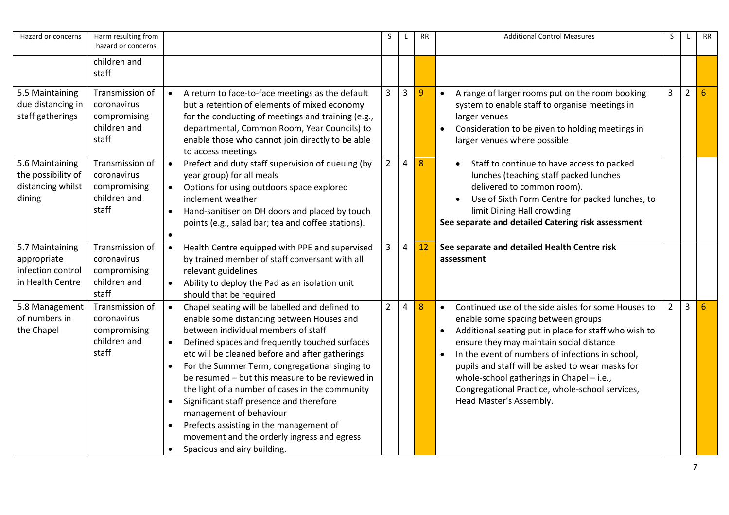| Hazard or concerns | Harm resulting from hazard or concerns | | S | L | RR | Additional Control Measures | S | L | RR |
|---|---|---|---|---|---|---|---|---|---|
| | children and staff | | | | | | | | |
| 5.5 Maintaining due distancing in staff gatherings | Transmission of coronavirus compromising children and staff | • A return to face-to-face meetings as the default but a retention of elements of mixed economy for the conducting of meetings and training (e.g., departmental, Common Room, Year Councils) to enable those who cannot join directly to be able to access meetings | 3 | 3 | 9 | • A range of larger rooms put on the room booking system to enable staff to organise meetings in larger venues<br>• Consideration to be given to holding meetings in larger venues where possible | 3 | 2 | 6 |
| 5.6 Maintaining the possibility of distancing whilst dining | Transmission of coronavirus compromising children and staff | • Prefect and duty staff supervision of queuing (by year group) for all meals<br>• Options for using outdoors space explored inclement weather<br>• Hand-sanitiser on DH doors and placed by touch points (e.g., salad bar; tea and coffee stations).<br>• | 2 | 4 | 8 | • Staff to continue to have access to packed lunches (teaching staff packed lunches delivered to common room).<br>• Use of Sixth Form Centre for packed lunches, to limit Dining Hall crowding<br>**See separate and detailed Catering risk assessment** | | | |
| 5.7 Maintaining appropriate infection control in Health Centre | Transmission of coronavirus compromising children and staff | • Health Centre equipped with PPE and supervised by trained member of staff conversant with all relevant guidelines<br>• Ability to deploy the Pad as an isolation unit should that be required | 3 | 4 | 12 | **See separate and detailed Health Centre risk assessment** | | | |
| 5.8 Management of numbers in the Chapel | Transmission of coronavirus compromising children and staff | • Chapel seating will be labelled and defined to enable some distancing between Houses and between individual members of staff<br>• Defined spaces and frequently touched surfaces etc will be cleaned before and after gatherings.<br>• For the Summer Term, congregational singing to be resumed – but this measure to be reviewed in the light of a number of cases in the community<br>• Significant staff presence and therefore management of behaviour<br>• Prefects assisting in the management of movement and the orderly ingress and egress<br>• Spacious and airy building. | 2 | 4 | 8 | • Continued use of the side aisles for some Houses to enable some spacing between groups<br>• Additional seating put in place for staff who wish to ensure they may maintain social distance<br>• In the event of numbers of infections in school, pupils and staff will be asked to wear masks for whole-school gatherings in Chapel – i.e., Congregational Practice, whole-school services, Head Master's Assembly. | 2 | 3 | 6 |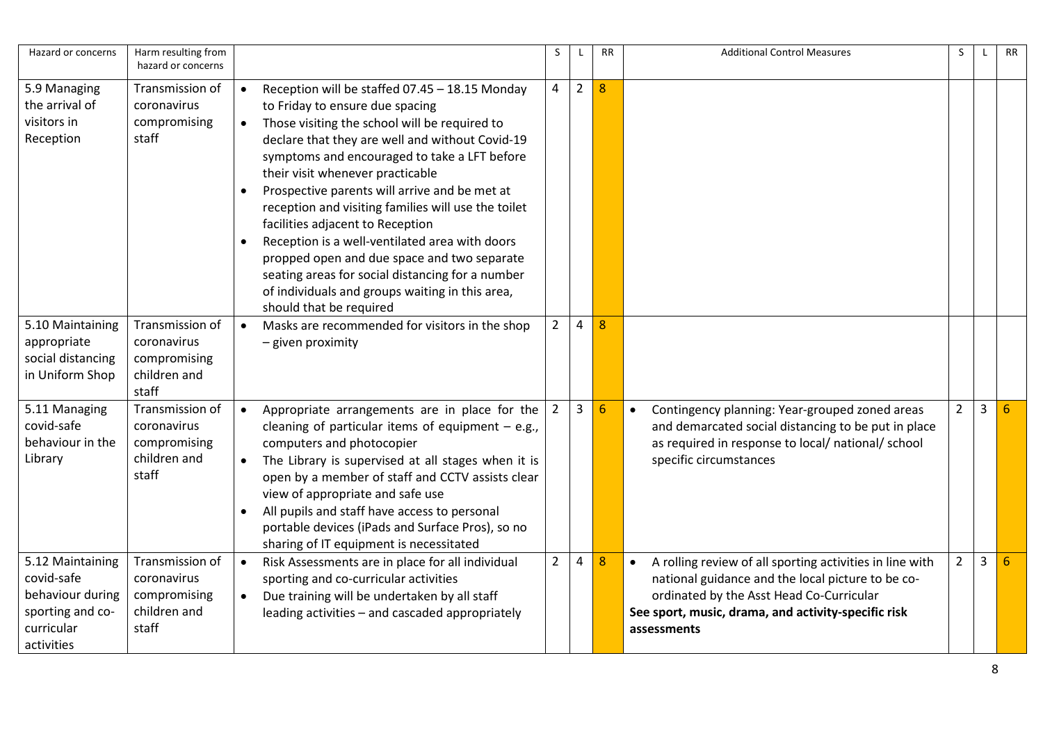| Hazard or concerns | Harm resulting from hazard or concerns | | S | L | RR | Additional Control Measures | S | L | RR |
|---|---|---|---|---|---|---|---|---|---|
| 5.9 Managing the arrival of visitors in Reception | Transmission of coronavirus compromising staff | • Reception will be staffed 07.45 – 18.15 Monday to Friday to ensure due spacing<br>• Those visiting the school will be required to declare that they are well and without Covid-19 symptoms and encouraged to take a LFT before their visit whenever practicable<br>• Prospective parents will arrive and be met at reception and visiting families will use the toilet facilities adjacent to Reception<br>• Reception is a well-ventilated area with doors propped open and due space and two separate seating areas for social distancing for a number of individuals and groups waiting in this area, should that be required | 4 | 2 | 8 | | | | |
| 5.10 Maintaining appropriate social distancing in Uniform Shop | Transmission of coronavirus compromising children and staff | • Masks are recommended for visitors in the shop – given proximity | 2 | 4 | 8 | | | | |
| 5.11 Managing covid-safe behaviour in the Library | Transmission of coronavirus compromising children and staff | • Appropriate arrangements are in place for the cleaning of particular items of equipment – e.g., computers and photocopier<br>• The Library is supervised at all stages when it is open by a member of staff and CCTV assists clear view of appropriate and safe use<br>• All pupils and staff have access to personal portable devices (iPads and Surface Pros), so no sharing of IT equipment is necessitated | 2 | 3 | 6 | • Contingency planning: Year-grouped zoned areas and demarcated social distancing to be put in place as required in response to local/ national/ school specific circumstances | 2 | 3 | 6 |
| 5.12 Maintaining covid-safe behaviour during sporting and co-curricular activities | Transmission of coronavirus compromising children and staff | • Risk Assessments are in place for all individual sporting and co-curricular activities<br>• Due training will be undertaken by all staff leading activities – and cascaded appropriately | 2 | 4 | 8 | • A rolling review of all sporting activities in line with national guidance and the local picture to be co-ordinated by the Asst Head Co-Curricular<br>**See sport, music, drama, and activity-specific risk assessments** | 2 | 3 | 6 |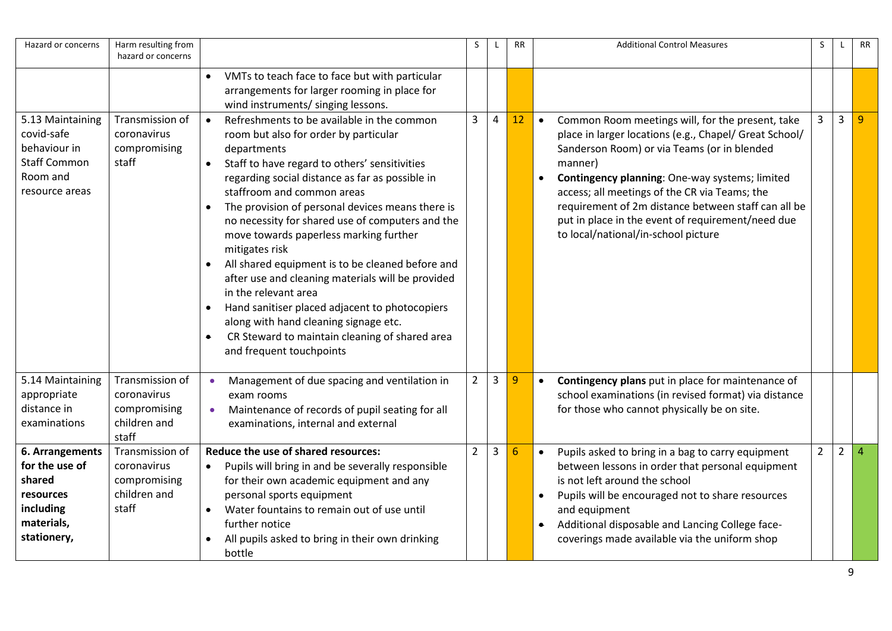| Hazard or concerns | Harm resulting from hazard or concerns | | S | L | RR | Additional Control Measures | S | L | RR |
|---|---|---|---|---|---|---|---|---|---|
| | | • VMTs to teach face to face but with particular arrangements for larger rooming in place for wind instruments/ singing lessons. | | | | | | | |
| 5.13 Maintaining covid-safe behaviour in Staff Common Room and resource areas | Transmission of coronavirus compromising staff | • Refreshments to be available in the common room but also for order by particular departments<br>• Staff to have regard to others' sensitivities regarding social distance as far as possible in staffroom and common areas<br>• The provision of personal devices means there is no necessity for shared use of computers and the move towards paperless marking further mitigates risk<br>• All shared equipment is to be cleaned before and after use and cleaning materials will be provided in the relevant area<br>• Hand sanitiser placed adjacent to photocopiers along with hand cleaning signage etc.<br>• CR Steward to maintain cleaning of shared area and frequent touchpoints | 3 | 4 | 12 | • Common Room meetings will, for the present, take place in larger locations (e.g., Chapel/ Great School/ Sanderson Room) or via Teams (or in blended manner)<br>• **Contingency planning**: One-way systems; limited access; all meetings of the CR via Teams; the requirement of 2m distance between staff can all be put in place in the event of requirement/need due to local/national/in-school picture | 3 | 3 | 9 |
| 5.14 Maintaining appropriate distance in examinations | Transmission of coronavirus compromising children and staff | • Management of due spacing and ventilation in exam rooms<br>• Maintenance of records of pupil seating for all examinations, internal and external | 2 | 3 | 9 | • **Contingency plans** put in place for maintenance of school examinations (in revised format) via distance for those who cannot physically be on site. | | | |
| **6. Arrangements for the use of shared resources including materials, stationery,** | Transmission of coronavirus compromising children and staff | **Reduce the use of shared resources:**<br>• Pupils will bring in and be severally responsible for their own academic equipment and any personal sports equipment<br>• Water fountains to remain out of use until further notice<br>• All pupils asked to bring in their own drinking bottle | 2 | 3 | 6 | • Pupils asked to bring in a bag to carry equipment between lessons in order that personal equipment is not left around the school<br>• Pupils will be encouraged not to share resources and equipment<br>• Additional disposable and Lancing College face-coverings made available via the uniform shop | 2 | 2 | 4 |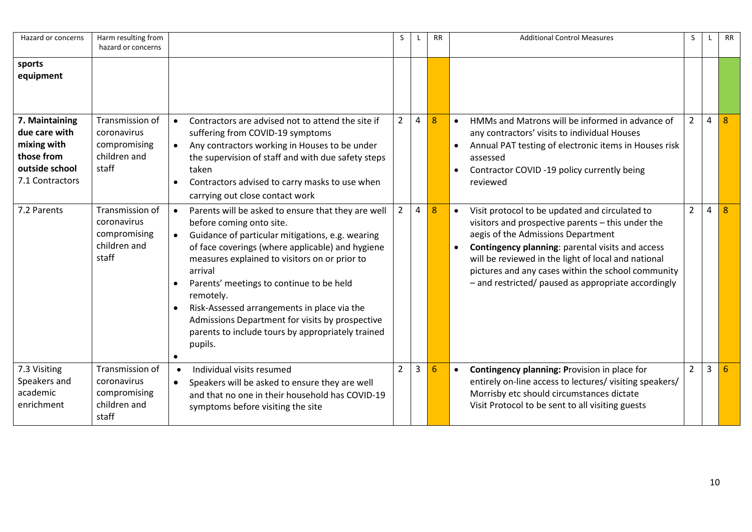| Hazard or concerns | Harm resulting from hazard or concerns | | S | L | RR | Additional Control Measures | S | L | RR |
|---|---|---|---|---|---|---|---|---|---|
| **sports equipment** | | | | | | | | | |
| **7. Maintaining due care with mixing with those from outside school** 7.1 Contractors | Transmission of coronavirus compromising children and staff | • Contractors are advised not to attend the site if suffering from COVID-19 symptoms<br>• Any contractors working in Houses to be under the supervision of staff and with due safety steps taken<br>• Contractors advised to carry masks to use when carrying out close contact work | 2 | 4 | 8 | • HMMs and Matrons will be informed in advance of any contractors' visits to individual Houses<br>• Annual PAT testing of electronic items in Houses risk assessed<br>• Contractor COVID -19 policy currently being reviewed | 2 | 4 | 8 |
| 7.2 Parents | Transmission of coronavirus compromising children and staff | • Parents will be asked to ensure that they are well before coming onto site.<br>• Guidance of particular mitigations, e.g. wearing of face coverings (where applicable) and hygiene measures explained to visitors on or prior to arrival<br>• Parents' meetings to continue to be held remotely.<br>• Risk-Assessed arrangements in place via the Admissions Department for visits by prospective parents to include tours by appropriately trained pupils.<br>• | 2 | 4 | 8 | • Visit protocol to be updated and circulated to visitors and prospective parents – this under the aegis of the Admissions Department<br>• **Contingency planning**: parental visits and access will be reviewed in the light of local and national pictures and any cases within the school community – and restricted/ paused as appropriate accordingly | 2 | 4 | 8 |
| 7.3 Visiting Speakers and academic enrichment | Transmission of coronavirus compromising children and staff | • Individual visits resumed<br>• Speakers will be asked to ensure they are well and that no one in their household has COVID-19 symptoms before visiting the site | 2 | 3 | 6 | • **Contingency planning: P**rovision in place for entirely on-line access to lectures/ visiting speakers/ Morrisby etc should circumstances dictate<br>Visit Protocol to be sent to all visiting guests | 2 | 3 | 6 |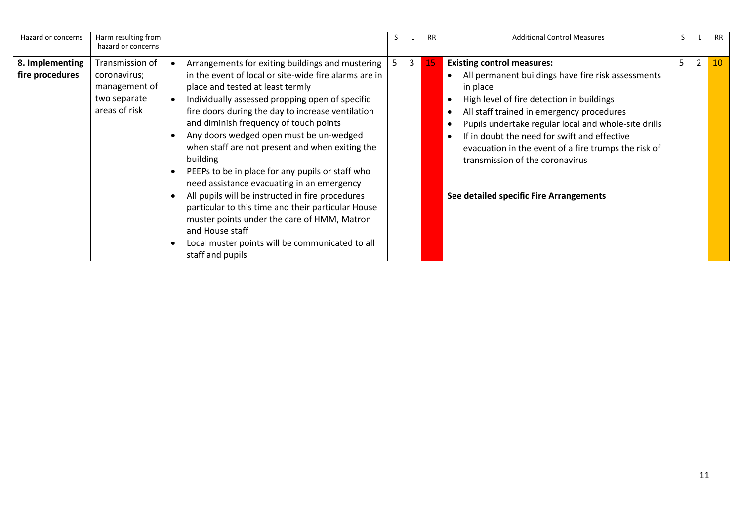| Hazard or concerns | Harm resulting from hazard or concerns | | S | L | RR | Additional Control Measures | S | L | RR |
|---|---|---|---|---|---|---|---|---|---|
| **8. Implementing fire procedures** | Transmission of coronavirus; management of two separate areas of risk | • Arrangements for exiting buildings and mustering in the event of local or site-wide fire alarms are in place and tested at least termly<br>• Individually assessed propping open of specific fire doors during the day to increase ventilation and diminish frequency of touch points<br>• Any doors wedged open must be un-wedged when staff are not present and when exiting the building<br>• PEEPs to be in place for any pupils or staff who need assistance evacuating in an emergency<br>• All pupils will be instructed in fire procedures particular to this time and their particular House muster points under the care of HMM, Matron and House staff<br>• Local muster points will be communicated to all staff and pupils | 5 | 3 | 15 | **Existing control measures:**<br>• All permanent buildings have fire risk assessments in place<br>• High level of fire detection in buildings<br>• All staff trained in emergency procedures<br>• Pupils undertake regular local and whole-site drills<br>• If in doubt the need for swift and effective evacuation in the event of a fire trumps the risk of transmission of the coronavirus<br><br>**See detailed specific Fire Arrangements** | 5 | 2 | 10 |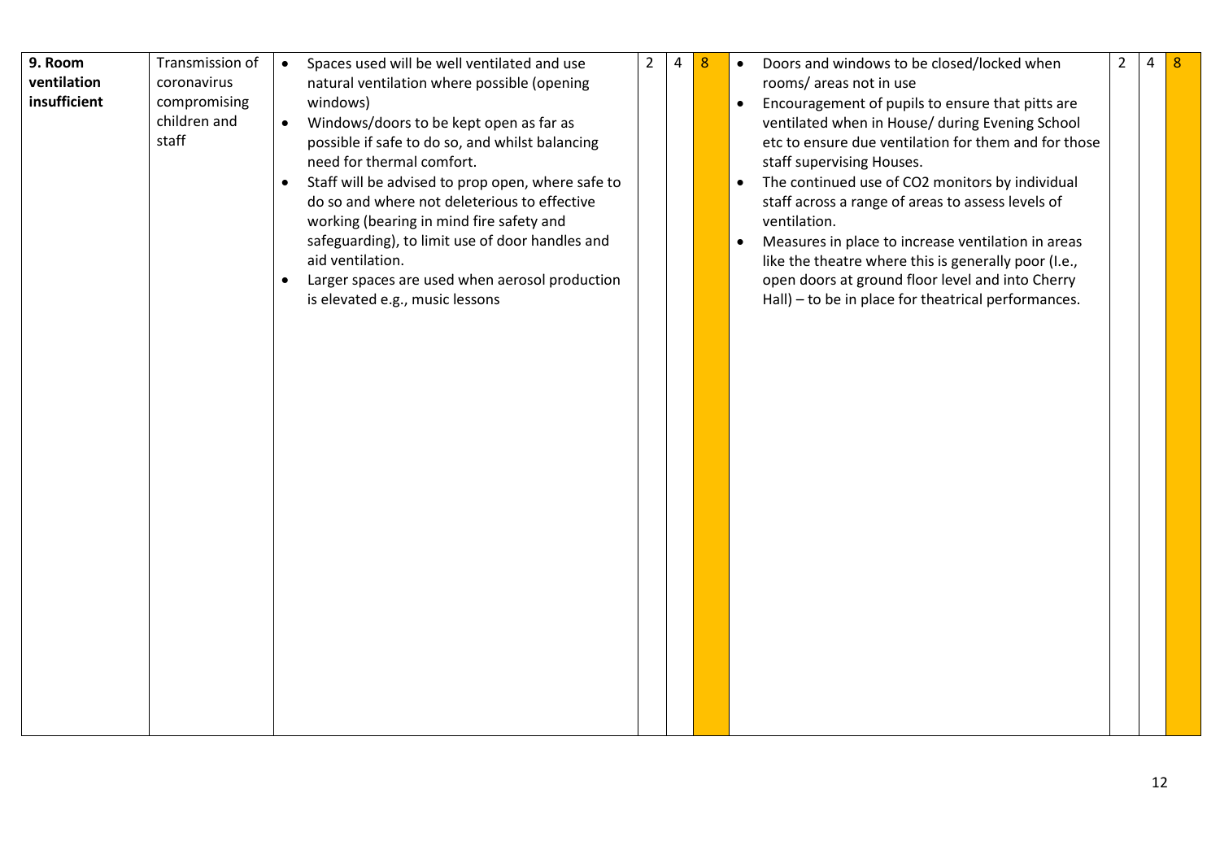| **9. Room ventilation insufficient** | Transmission of coronavirus compromising children and staff | • Spaces used will be well ventilated and use natural ventilation where possible (opening windows)<br>• Windows/doors to be kept open as far as possible if safe to do so, and whilst balancing need for thermal comfort.<br>• Staff will be advised to prop open, where safe to do so and where not deleterious to effective working (bearing in mind fire safety and safeguarding), to limit use of door handles and aid ventilation.<br>• Larger spaces are used when aerosol production is elevated e.g., music lessons | 2 | 4 | 8 | • Doors and windows to be closed/locked when rooms/ areas not in use<br>• Encouragement of pupils to ensure that pitts are ventilated when in House/ during Evening School etc to ensure due ventilation for them and for those staff supervising Houses.<br>• The continued use of $CO_2$ monitors by individual staff across a range of areas to assess levels of ventilation.<br>• Measures in place to increase ventilation in areas like the theatre where this is generally poor (I.e., open doors at ground floor level and into Cherry Hall) – to be in place for theatrical performances. | 2 | 4 | 8 |
|---|---|---|---|---|---|---|---|---|---|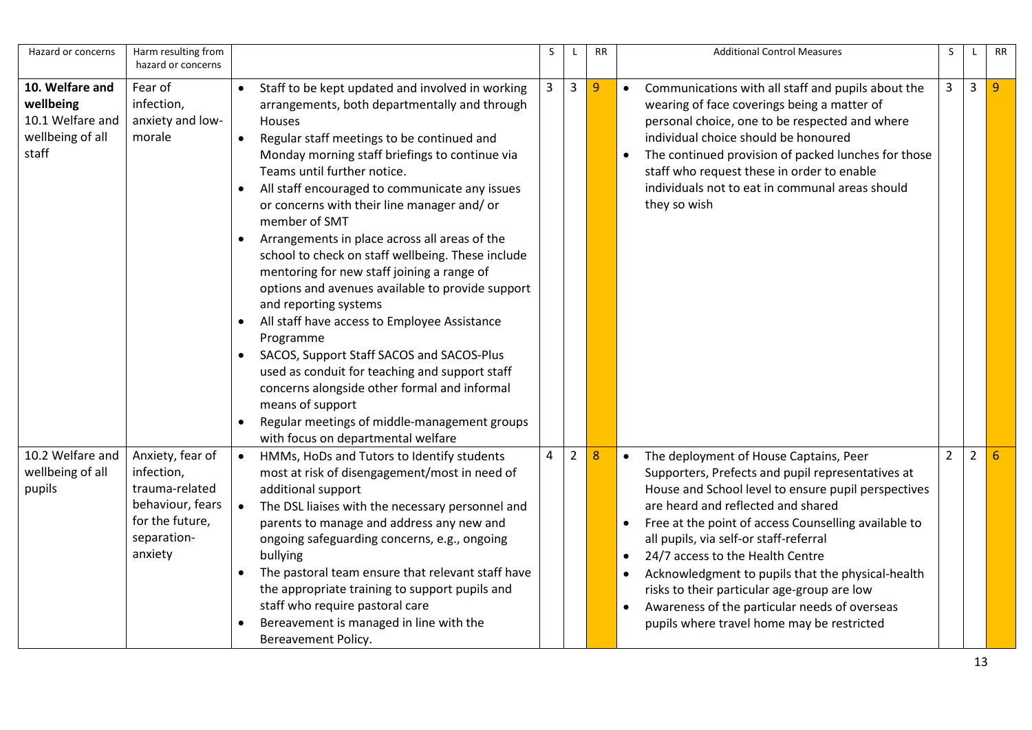| Hazard or concerns | Harm resulting from hazard or concerns | | S | L | RR | Additional Control Measures | S | L | RR |
|---|---|---|---|---|---|---|---|---|---|
| **10. Welfare and wellbeing**<br>10.1 Welfare and wellbeing of all staff | Fear of infection, anxiety and low-morale | • Staff to be kept updated and involved in working arrangements, both departmentally and through Houses<br>• Regular staff meetings to be continued and Monday morning staff briefings to continue via Teams until further notice.<br>• All staff encouraged to communicate any issues or concerns with their line manager and/ or member of SMT<br>• Arrangements in place across all areas of the school to check on staff wellbeing. These include mentoring for new staff joining a range of options and avenues available to provide support and reporting systems<br>• All staff have access to Employee Assistance Programme<br>• SACOS, Support Staff SACOS and SACOS-Plus used as conduit for teaching and support staff concerns alongside other formal and informal means of support<br>• Regular meetings of middle-management groups with focus on departmental welfare | 3 | 3 | 9 | • Communications with all staff and pupils about the wearing of face coverings being a matter of personal choice, one to be respected and where individual choice should be honoured<br>• The continued provision of packed lunches for those staff who request these in order to enable individuals not to eat in communal areas should they so wish | 3 | 3 | 9 |
| 10.2 Welfare and wellbeing of all pupils | Anxiety, fear of infection, trauma-related behaviour, fears for the future, separation-anxiety | • HMMs, HoDs and Tutors to Identify students most at risk of disengagement/most in need of additional support<br>• The DSL liaises with the necessary personnel and parents to manage and address any new and ongoing safeguarding concerns, e.g., ongoing bullying<br>• The pastoral team ensure that relevant staff have the appropriate training to support pupils and staff who require pastoral care<br>• Bereavement is managed in line with the Bereavement Policy. | 4 | 2 | 8 | • The deployment of House Captains, Peer Supporters, Prefects and pupil representatives at House and School level to ensure pupil perspectives are heard and reflected and shared<br>• Free at the point of access Counselling available to all pupils, via self-or staff-referral<br>• 24/7 access to the Health Centre<br>• Acknowledgment to pupils that the physical-health risks to their particular age-group are low<br>• Awareness of the particular needs of overseas pupils where travel home may be restricted | 2 | 2 | 6 |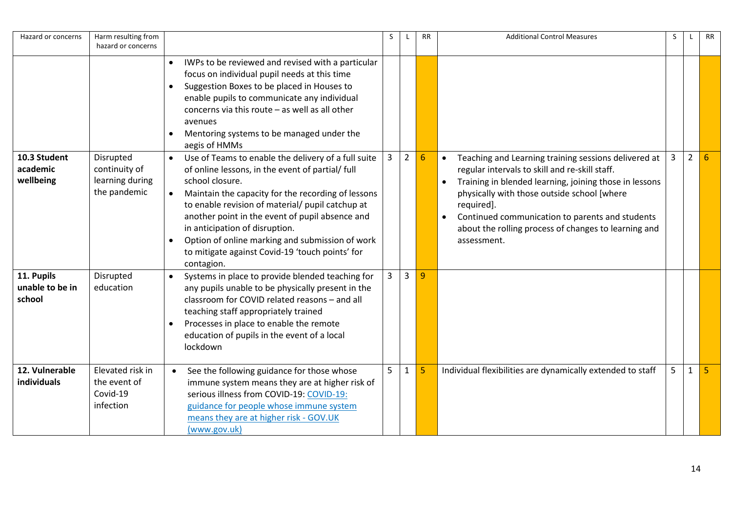| Hazard or concerns | Harm resulting from hazard or concerns | | S | L | RR | Additional Control Measures | S | L | RR |
|---|---|---|---|---|---|---|---|---|---|
| | | • IWPs to be reviewed and revised with a particular focus on individual pupil needs at this time<br>• Suggestion Boxes to be placed in Houses to enable pupils to communicate any individual concerns via this route – as well as all other avenues<br>• Mentoring systems to be managed under the aegis of HMMs | | | | | | | |
| **10.3 Student academic wellbeing** | Disrupted continuity of learning during the pandemic | • Use of Teams to enable the delivery of a full suite of online lessons, in the event of partial/ full school closure.<br>• Maintain the capacity for the recording of lessons to enable revision of material/ pupil catchup at another point in the event of pupil absence and in anticipation of disruption.<br>• Option of online marking and submission of work to mitigate against Covid-19 'touch points' for contagion. | 3 | 2 | 6 | • Teaching and Learning training sessions delivered at regular intervals to skill and re-skill staff.<br>• Training in blended learning, joining those in lessons physically with those outside school [where required].<br>• Continued communication to parents and students about the rolling process of changes to learning and assessment. | 3 | 2 | 6 |
| **11. Pupils unable to be in school** | Disrupted education | • Systems in place to provide blended teaching for any pupils unable to be physically present in the classroom for COVID related reasons – and all teaching staff appropriately trained<br>• Processes in place to enable the remote education of pupils in the event of a local lockdown | 3 | 3 | 9 | | | | |
| **12. Vulnerable individuals** | Elevated risk in the event of Covid-19 infection | • See the following guidance for those whose immune system means they are at higher risk of serious illness from COVID-19: COVID-19: guidance for people whose immune system means they are at higher risk - GOV.UK (www.gov.uk) | 5 | 1 | 5 | Individual flexibilities are dynamically extended to staff | 5 | 1 | 5 |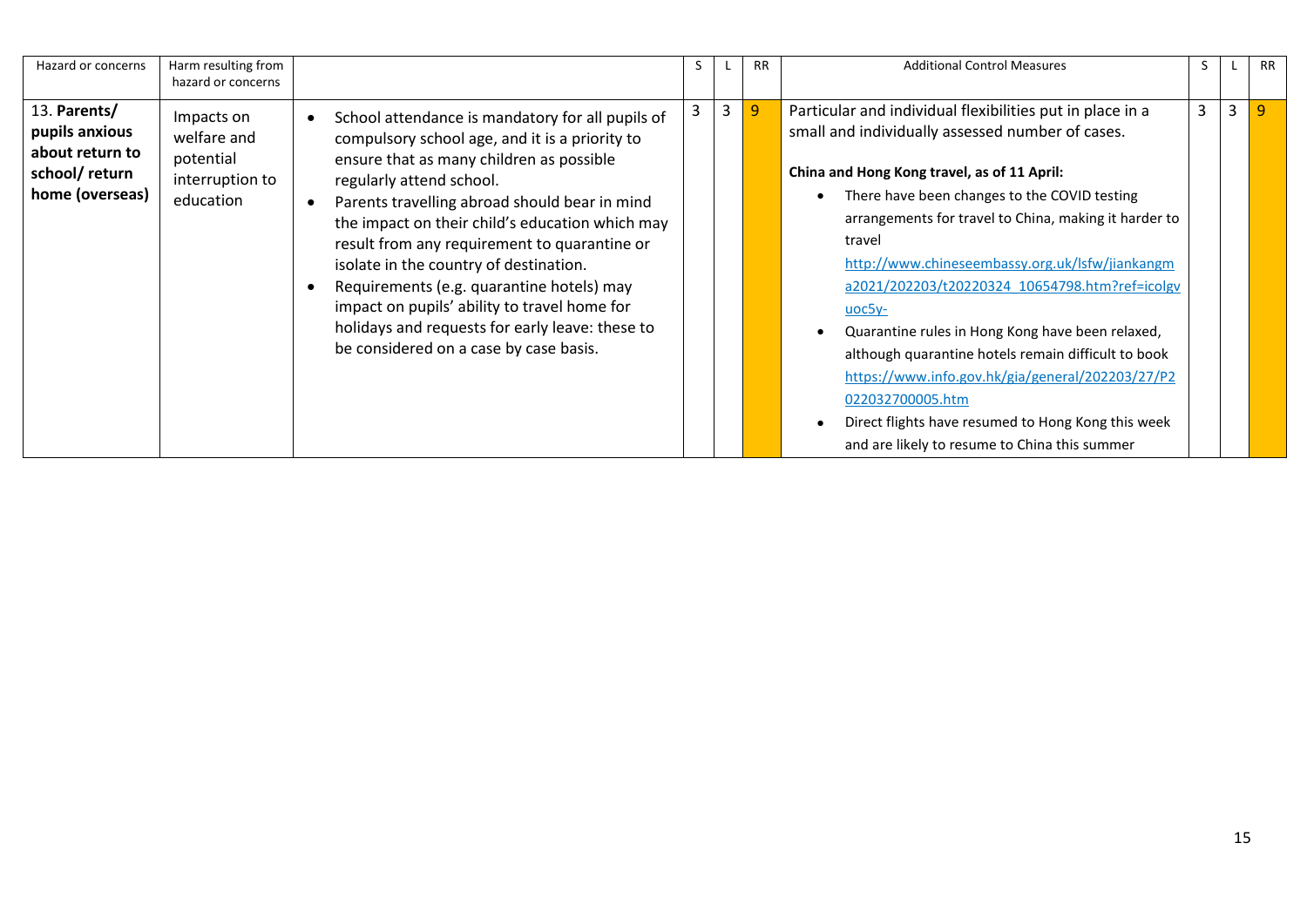| Hazard or concerns | Harm resulting from hazard or concerns | | S | L | RR | Additional Control Measures | S | L | RR |
|---|---|---|---|---|---|---|---|---|---|
| 13. **Parents/ pupils anxious about return to school/ return home (overseas)** | Impacts on welfare and potential interruption to education | • School attendance is mandatory for all pupils of compulsory school age, and it is a priority to ensure that as many children as possible regularly attend school.<br>• Parents travelling abroad should bear in mind the impact on their child's education which may result from any requirement to quarantine or isolate in the country of destination.<br>• Requirements (e.g. quarantine hotels) may impact on pupils' ability to travel home for holidays and requests for early leave: these to be considered on a case by case basis. | 3 | 3 | 9 | Particular and individual flexibilities put in place in a small and individually assessed number of cases.<br><br>**China and Hong Kong travel, as of 11 April:**<br>• There have been changes to the COVID testing arrangements for travel to China, making it harder to travel http://www.chineseembassy.org.uk/lsfw/jiankangma2021/202203/t20220324_10654798.htm?ref=icolgvuoc5y-<br>• Quarantine rules in Hong Kong have been relaxed, although quarantine hotels remain difficult to book https://www.info.gov.hk/gia/general/202203/27/P2022032700005.htm<br>• Direct flights have resumed to Hong Kong this week and are likely to resume to China this summer | 3 | 3 | 9 |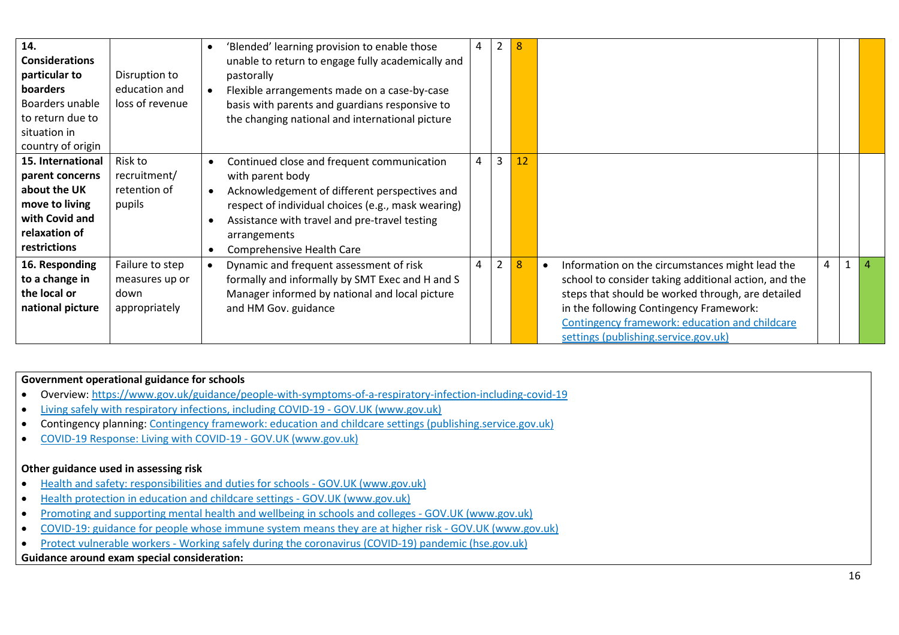| | | | | | | | | | |
|---|---|---|---|---|---|---|---|---|---|
| **14. Considerations particular to boarders** Boarders unable to return due to situation in country of origin | Disruption to education and loss of revenue | • 'Blended' learning provision to enable those unable to return to engage fully academically and pastorally<br>• Flexible arrangements made on a case-by-case basis with parents and guardians responsive to the changing national and international picture | 4 | 2 | 8 | | | | |
| **15. International parent concerns about the UK move to living with Covid and relaxation of restrictions** | Risk to recruitment/ retention of pupils | • Continued close and frequent communication with parent body<br>• Acknowledgement of different perspectives and respect of individual choices (e.g., mask wearing)<br>• Assistance with travel and pre-travel testing arrangements<br>• Comprehensive Health Care | 4 | 3 | 12 | | | | |
| **16. Responding to a change in the local or national picture** | Failure to step measures up or down appropriately | • Dynamic and frequent assessment of risk formally and informally by SMT Exec and H and S Manager informed by national and local picture and HM Gov. guidance | 4 | 2 | 8 | • Information on the circumstances might lead the school to consider taking additional action, and the steps that should be worked through, are detailed in the following Contingency Framework: [Contingency framework: education and childcare settings (publishing.service.gov.uk)]() | 4 | 1 | 4 |

**Government operational guidance for schools**

- Overview: https://www.gov.uk/guidance/people-with-symptoms-of-a-respiratory-infection-including-covid-19
- Living safely with respiratory infections, including COVID-19 - GOV.UK (www.gov.uk)
- Contingency planning: Contingency framework: education and childcare settings (publishing.service.gov.uk)
- COVID-19 Response: Living with COVID-19 - GOV.UK (www.gov.uk)

**Other guidance used in assessing risk**

- Health and safety: responsibilities and duties for schools - GOV.UK (www.gov.uk)
- Health protection in education and childcare settings - GOV.UK (www.gov.uk)
- Promoting and supporting mental health and wellbeing in schools and colleges - GOV.UK (www.gov.uk)
- COVID-19: guidance for people whose immune system means they are at higher risk - GOV.UK (www.gov.uk)
- Protect vulnerable workers - Working safely during the coronavirus (COVID-19) pandemic (hse.gov.uk)

**Guidance around exam special consideration:**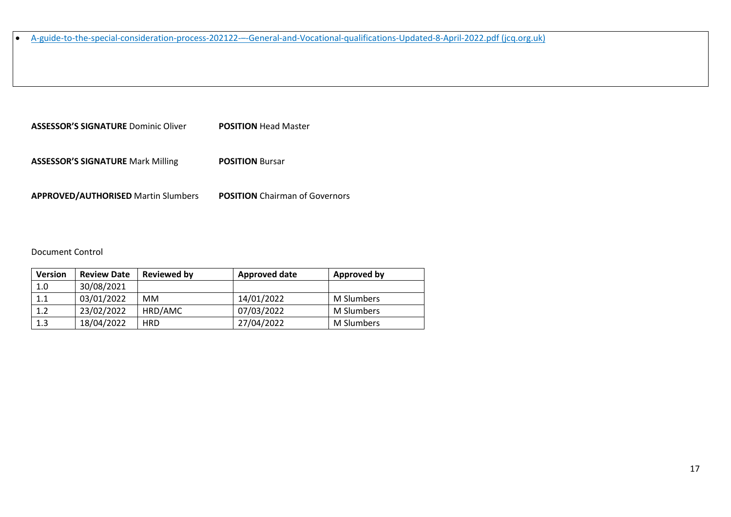- A-guide-to-the-special-consideration-process-202122-–-General-and-Vocational-qualifications-Updated-8-April-2022.pdf (jcq.org.uk)

**ASSESSOR'S SIGNATURE** Dominic Oliver **POSITION** Head Master

**ASSESSOR'S SIGNATURE** Mark Milling **POSITION** Bursar

**APPROVED/AUTHORISED** Martin Slumbers **POSITION** Chairman of Governors

Document Control

| Version | Review Date | Reviewed by | Approved date | Approved by |
|---|---|---|---|---|
| 1.0 | 30/08/2021 | | | |
| 1.1 | 03/01/2022 | MM | 14/01/2022 | M Slumbers |
| 1.2 | 23/02/2022 | HRD/AMC | 07/03/2022 | M Slumbers |
| 1.3 | 18/04/2022 | HRD | 27/04/2022 | M Slumbers |